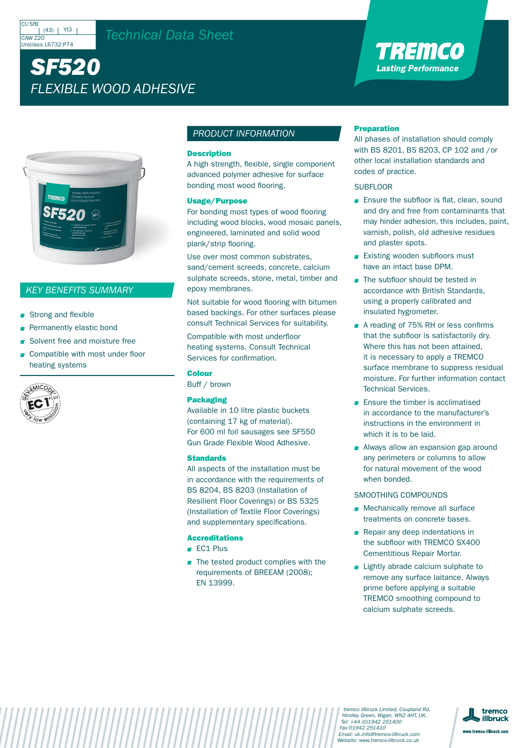CI/SfB (43) Yt3
CAW Z20
Uniclass L6732:P74

*Technical Data Sheet*

# SF520

## *FLEXIBLE WOOD ADHESIVE*

TREMCO
*Lasting Performance*

## KEY BENEFITS SUMMARY

- Strong and flexible
- Permanently elastic bond
- Solvent free and moisture free
- Compatible with most under floor heating systems

## PRODUCT INFORMATION

### Description

A high strength, flexible, single component advanced polymer adhesive for surface bonding most wood flooring.

### Usage/Purpose

For bonding most types of wood flooring including wood blocks, wood mosaic panels, engineered, laminated and solid wood plank/strip flooring.

Use over most common substrates, sand/cement screeds, concrete, calcium sulphate screeds, stone, metal, timber and epoxy membranes.

Not suitable for wood flooring with bitumen based backings. For other surfaces please consult Technical Services for suitability.

Compatible with most underfloor heating systems. Consult Technical Services for confirmation.

### Colour

Buff / brown

### Packaging

Available in 10 litre plastic buckets (containing 17 kg of material).
For 600 ml foil sausages see SF550 Gun Grade Flexible Wood Adhesive.

### Standards

All aspects of the installation must be in accordance with the requirements of BS 8204, BS 8203 (Installation of Resilient Floor Coverings) or BS 5325 (Installation of Textile Floor Coverings) and supplementary specifications.

### Accreditations

- EC1 Plus
- The tested product complies with the requirements of BREEAM (2008); EN 13999.

### Preparation

All phases of installation should comply with BS 8201, BS 8203, CP 102 and /or other local installation standards and codes of practice.

SUBFLOOR

- Ensure the subfloor is flat, clean, sound and dry and free from contaminants that may hinder adhesion, this includes, paint, varnish, polish, old adhesive residues and plaster spots.
- Existing wooden subfloors must have an intact base DPM.
- The subfloor should be tested in accordance with British Standards, using a properly calibrated and insulated hygrometer.
- A reading of 75% RH or less confirms that the subfloor is satisfactorily dry. Where this has not been attained, it is necessary to apply a TREMCO surface membrane to suppress residual moisture. For further information contact Technical Services.
- Ensure the timber is acclimatised in accordance to the manufacturer's instructions in the environment in which it is to be laid.
- Always allow an expansion gap around any perimeters or columns to allow for natural movement of the wood when bonded.

SMOOTHING COMPOUNDS

- Mechanically remove all surface treatments on concrete bases.
- Repair any deep indentations in the subfloor with TREMCO SX400 Cementitious Repair Mortar.
- Lightly abrade calcium sulphate to remove any surface laitance. Always prime before applying a suitable TREMCO smoothing compound to calcium sulphate screeds.

*tremco illbruck Limited, Coupland Rd, Hindley Green, Wigan, WN2 4HT, UK.*
*Tel: +44 (0)1942 251400*
*Fax:01942 251410*
*Email: uk.info@tremco-illbruck.com*
*Website: www.tremco-illbruck.co.uk*

tremco illbruck
www.tremco-illbruck.com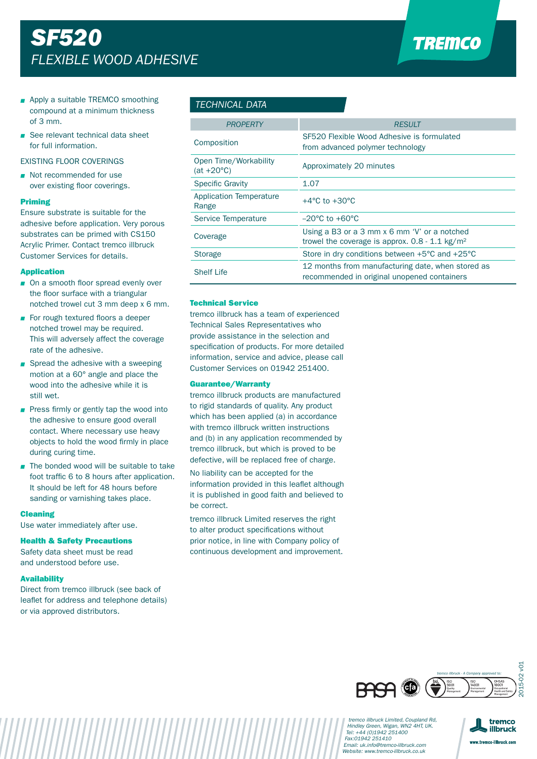# SF520

## FLEXIBLE WOOD ADHESIVE

- Apply a suitable TREMCO smoothing compound at a minimum thickness of 3 mm.
- See relevant technical data sheet for full information.

EXISTING FLOOR COVERINGS

- Not recommended for use over existing floor coverings.

### Priming

Ensure substrate is suitable for the adhesive before application. Very porous substrates can be primed with CS150 Acrylic Primer. Contact tremco illbruck Customer Services for details.

### Application

- On a smooth floor spread evenly over the floor surface with a triangular notched trowel cut 3 mm deep x 6 mm.
- For rough textured floors a deeper notched trowel may be required. This will adversely affect the coverage rate of the adhesive.
- Spread the adhesive with a sweeping motion at a 60° angle and place the wood into the adhesive while it is still wet.
- Press firmly or gently tap the wood into the adhesive to ensure good overall contact. Where necessary use heavy objects to hold the wood firmly in place during curing time.
- The bonded wood will be suitable to take foot traffic 6 to 8 hours after application. It should be left for 48 hours before sanding or varnishing takes place.

### Cleaning

Use water immediately after use.

### Health & Safety Precautions

Safety data sheet must be read and understood before use.

### Availability

Direct from tremco illbruck (see back of leaflet for address and telephone details) or via approved distributors.

## TECHNICAL DATA

| PROPERTY | RESULT |
| --- | --- |
| Composition | SF520 Flexible Wood Adhesive is formulated from advanced polymer technology |
| Open Time/Workability (at +20°C) | Approximately 20 minutes |
| Specific Gravity | 1.07 |
| Application Temperature Range | +4°C to +30°C |
| Service Temperature | –20°C to +60°C |
| Coverage | Using a B3 or a 3 mm x 6 mm ‘V’ or a notched trowel the coverage is approx. 0.8 - 1.1 kg/m² |
| Storage | Store in dry conditions between +5°C and +25°C |
| Shelf Life | 12 months from manufacturing date, when stored as recommended in original unopened containers |

### Technical Service

tremco illbruck has a team of experienced Technical Sales Representatives who provide assistance in the selection and specification of products. For more detailed information, service and advice, please call Customer Services on 01942 251400.

### Guarantee/Warranty

tremco illbruck products are manufactured to rigid standards of quality. Any product which has been applied (a) in accordance with tremco illbruck written instructions and (b) in any application recommended by tremco illbruck, but which is proved to be defective, will be replaced free of charge.

No liability can be accepted for the information provided in this leaflet although it is published in good faith and believed to be correct.

tremco illbruck Limited reserves the right to alter product specifications without prior notice, in line with Company policy of continuous development and improvement.

tremco illbruck - A Company approved to: ISO 9001 Quality Management, ISO 14001 Environmental Management, OHSAS 18001 Occupational Health and Safety Management

2015-02 v01

tremco illbruck Limited, Coupland Rd, Hindley Green, Wigan, WN2 4HT, UK.
Tel: +44 (0)1942 251400
Fax:01942 251410
Email: uk.info@tremco-illbruck.com
Website: www.tremco-illbruck.co.uk

www.tremco-illbruck.com